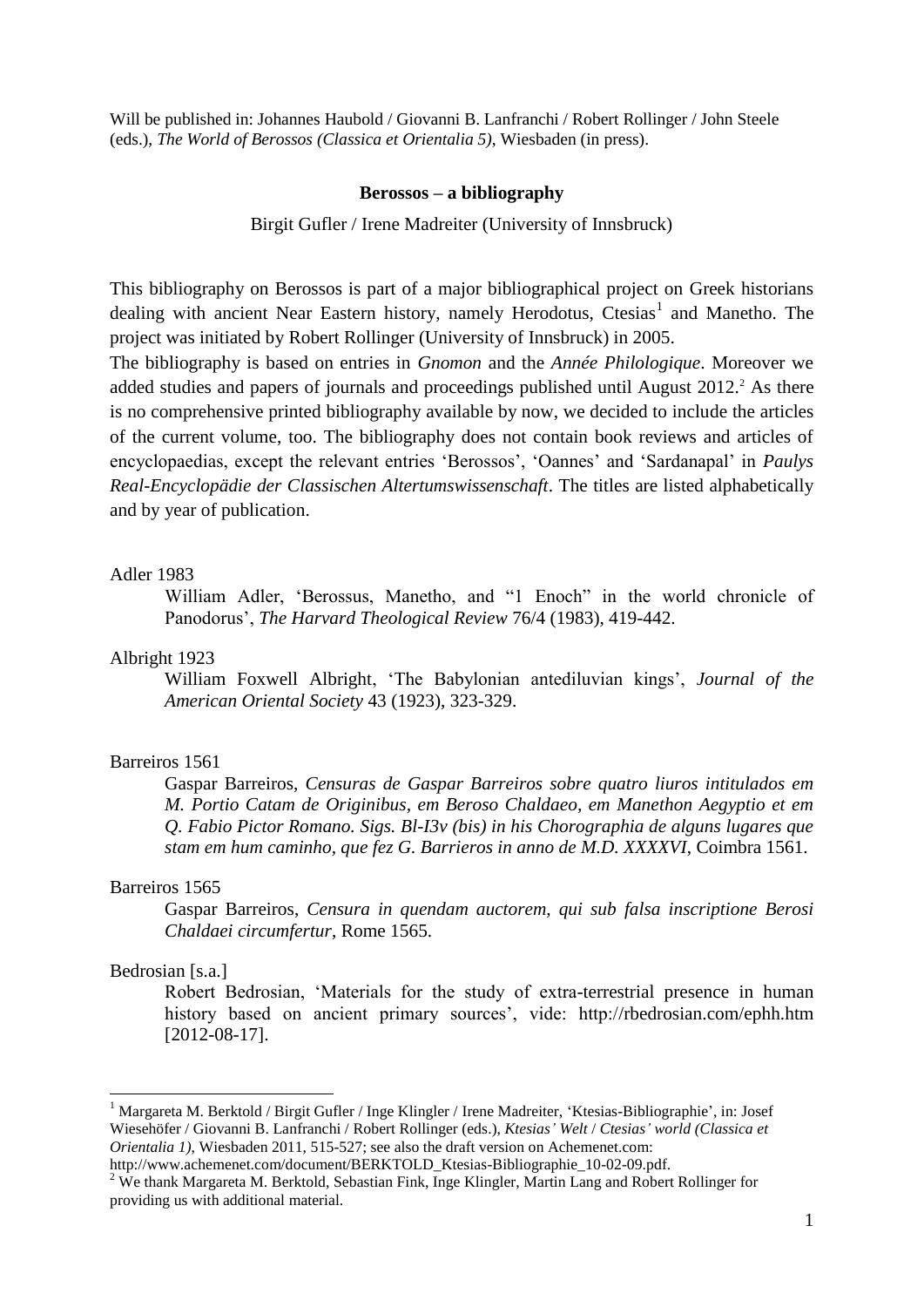Will be published in: Johannes Haubold / Giovanni B. Lanfranchi / Robert Rollinger / John Steele (eds.), *The World of Berossos (Classica et Orientalia 5)*, Wiesbaden (in press).

**Berossos – a bibliography**

Birgit Gufler / Irene Madreiter (University of Innsbruck)

This bibliography on Berossos is part of a major bibliographical project on Greek historians dealing with ancient Near Eastern history, namely Herodotus, Ctesias[1] and Manetho. The project was initiated by Robert Rollinger (University of Innsbruck) in 2005.

The bibliography is based on entries in *Gnomon* and the *Année Philologique*. Moreover we added studies and papers of journals and proceedings published until August 2012.[2] As there is no comprehensive printed bibliography available by now, we decided to include the articles of the current volume, too. The bibliography does not contain book reviews and articles of encyclopaedias, except the relevant entries 'Berossos', 'Oannes' and 'Sardanapal' in *Paulys Real-Encyclopädie der Classischen Altertumswissenschaft*. The titles are listed alphabetically and by year of publication.

Adler 1983

> William Adler, 'Berossus, Manetho, and "1 Enoch" in the world chronicle of Panodorus', *The Harvard Theological Review* 76/4 (1983), 419-442.

Albright 1923

> William Foxwell Albright, 'The Babylonian antediluvian kings', *Journal of the American Oriental Society* 43 (1923), 323-329.

Barreiros 1561

> Gaspar Barreiros, *Censuras de Gaspar Barreiros sobre quatro liuros intitulados em M. Portio Catam de Originibus, em Beroso Chaldaeo, em Manethon Aegyptio et em Q. Fabio Pictor Romano. Sigs. Bl-I3v (bis) in his Chorographia de alguns lugares que stam em hum caminho, que fez G. Barrieros in anno de M.D. XXXXVI*, Coimbra 1561.

Barreiros 1565

> Gaspar Barreiros, *Censura in quendam auctorem, qui sub falsa inscriptione Berosi Chaldaei circumfertur*, Rome 1565.

Bedrosian [s.a.]

> Robert Bedrosian, 'Materials for the study of extra-terrestrial presence in human history based on ancient primary sources', vide: http://rbedrosian.com/ephh.htm [2012-08-17].

---

[1] Margareta M. Berktold / Birgit Gufler / Inge Klingler / Irene Madreiter, 'Ktesias-Bibliographie', in: Josef Wiesehöfer / Giovanni B. Lanfranchi / Robert Rollinger (eds.), *Ktesias' Welt* / *Ctesias' world (Classica et Orientalia 1)*, Wiesbaden 2011, 515-527; see also the draft version on Achemenet.com: http://www.achemenet.com/document/BERKTOLD_Ktesias-Bibliographie_10-02-09.pdf.

[2] We thank Margareta M. Berktold, Sebastian Fink, Inge Klingler, Martin Lang and Robert Rollinger for providing us with additional material.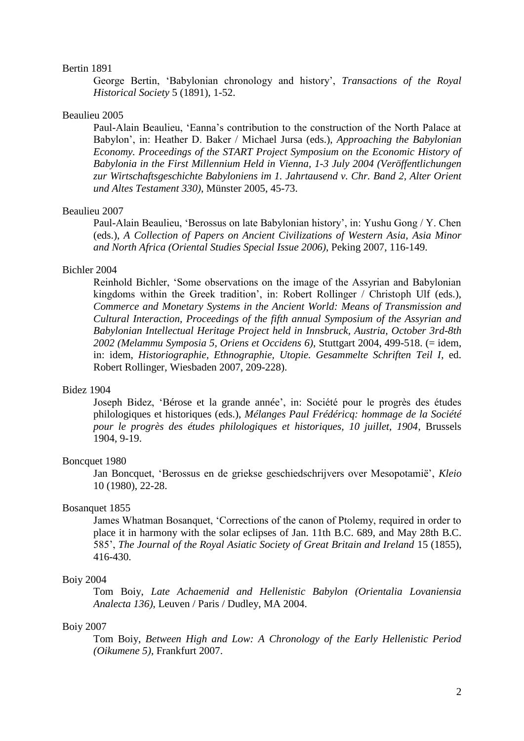Bertin 1891

George Bertin, 'Babylonian chronology and history', *Transactions of the Royal Historical Society* 5 (1891), 1-52.

Beaulieu 2005

Paul-Alain Beaulieu, 'Eanna's contribution to the construction of the North Palace at Babylon', in: Heather D. Baker / Michael Jursa (eds.), *Approaching the Babylonian Economy. Proceedings of the START Project Symposium on the Economic History of Babylonia in the First Millennium Held in Vienna, 1-3 July 2004 (Veröffentlichungen zur Wirtschaftsgeschichte Babyloniens im 1. Jahrtausend v. Chr. Band 2, Alter Orient und Altes Testament 330)*, Münster 2005, 45-73.

Beaulieu 2007

Paul-Alain Beaulieu, 'Berossus on late Babylonian history', in: Yushu Gong / Y. Chen (eds.), *A Collection of Papers on Ancient Civilizations of Western Asia, Asia Minor and North Africa (Oriental Studies Special Issue 2006)*, Peking 2007, 116-149.

Bichler 2004

Reinhold Bichler, 'Some observations on the image of the Assyrian and Babylonian kingdoms within the Greek tradition', in: Robert Rollinger / Christoph Ulf (eds.), *Commerce and Monetary Systems in the Ancient World: Means of Transmission and Cultural Interaction, Proceedings of the fifth annual Symposium of the Assyrian and Babylonian Intellectual Heritage Project held in Innsbruck, Austria, October 3rd-8th 2002 (Melammu Symposia 5, Oriens et Occidens 6)*, Stuttgart 2004, 499-518. (= idem, in: idem, *Historiographie, Ethnographie, Utopie. Gesammelte Schriften Teil I*, ed. Robert Rollinger, Wiesbaden 2007, 209-228).

Bidez 1904

Joseph Bidez, 'Bérose et la grande année', in: Société pour le progrès des études philologiques et historiques (eds.), *Mélanges Paul Frédéricq: hommage de la Société pour le progrès des études philologiques et historiques, 10 juillet, 1904*, Brussels 1904, 9-19.

Boncquet 1980

Jan Boncquet, 'Berossus en de griekse geschiedschrijvers over Mesopotamië', *Kleio* 10 (1980), 22-28.

Bosanquet 1855

James Whatman Bosanquet, 'Corrections of the canon of Ptolemy, required in order to place it in harmony with the solar eclipses of Jan. 11th B.C. 689, and May 28th B.C. 585', *The Journal of the Royal Asiatic Society of Great Britain and Ireland* 15 (1855), 416-430.

Boiy 2004

Tom Boiy, *Late Achaemenid and Hellenistic Babylon (Orientalia Lovaniensia Analecta 136)*, Leuven / Paris / Dudley, MA 2004.

Boiy 2007

Tom Boiy, *Between High and Low: A Chronology of the Early Hellenistic Period (Oikumene 5)*, Frankfurt 2007.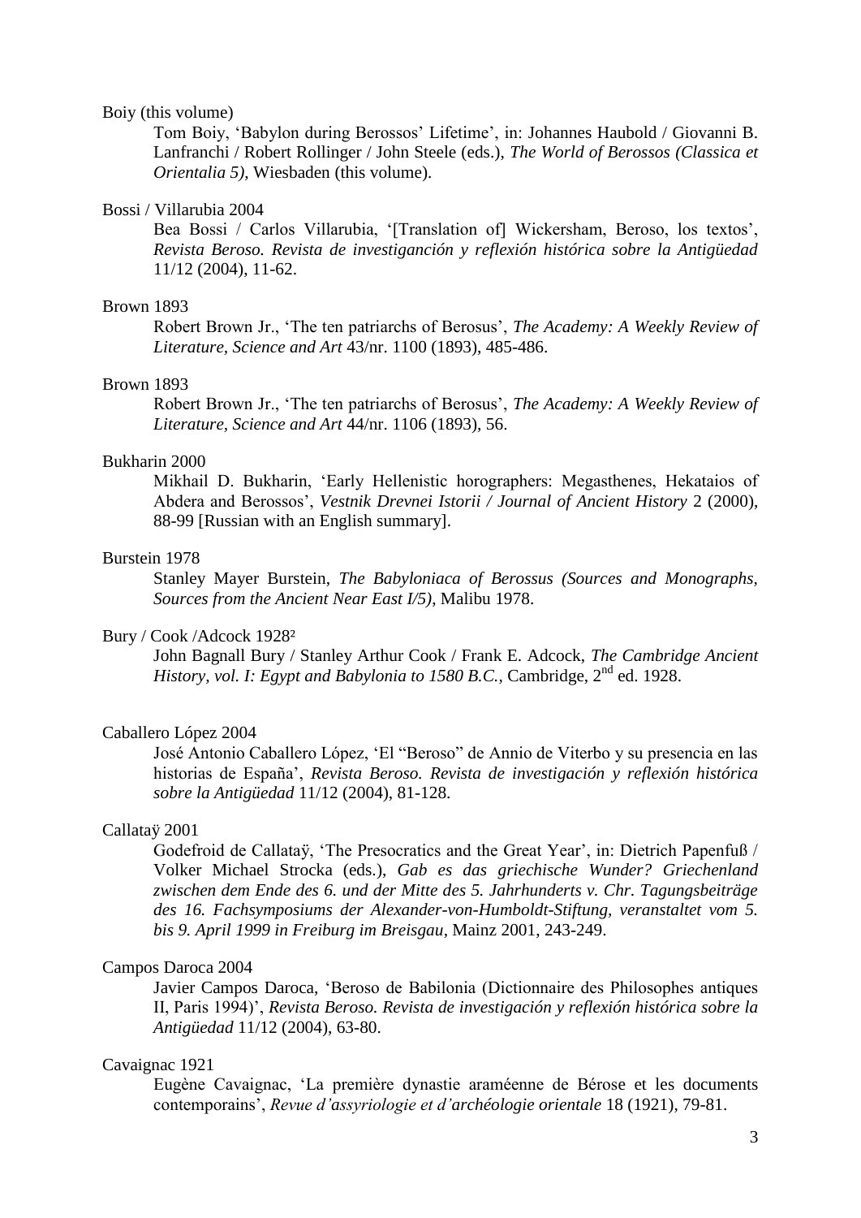Boiy (this volume)

Tom Boiy, 'Babylon during Berossos' Lifetime', in: Johannes Haubold / Giovanni B. Lanfranchi / Robert Rollinger / John Steele (eds.), *The World of Berossos (Classica et Orientalia 5)*, Wiesbaden (this volume).

Bossi / Villarubia 2004

Bea Bossi / Carlos Villarubia, '[Translation of] Wickersham, Beroso, los textos', *Revista Beroso. Revista de investiganción y reflexión histórica sobre la Antigüedad* 11/12 (2004), 11-62.

Brown 1893

Robert Brown Jr., 'The ten patriarchs of Berosus', *The Academy: A Weekly Review of Literature, Science and Art* 43/nr. 1100 (1893), 485-486.

Brown 1893

Robert Brown Jr., 'The ten patriarchs of Berosus', *The Academy: A Weekly Review of Literature, Science and Art* 44/nr. 1106 (1893), 56.

Bukharin 2000

Mikhail D. Bukharin, 'Early Hellenistic horographers: Megasthenes, Hekataios of Abdera and Berossos', *Vestnik Drevnei Istorii / Journal of Ancient History* 2 (2000), 88-99 [Russian with an English summary].

Burstein 1978

Stanley Mayer Burstein, *The Babyloniaca of Berossus (Sources and Monographs, Sources from the Ancient Near East I/5)*, Malibu 1978.

Bury / Cook /Adcock 1928²

John Bagnall Bury / Stanley Arthur Cook / Frank E. Adcock, *The Cambridge Ancient History, vol. I: Egypt and Babylonia to 1580 B.C.*, Cambridge, 2nd ed. 1928.

Caballero López 2004

José Antonio Caballero López, 'El "Beroso" de Annio de Viterbo y su presencia en las historias de España', *Revista Beroso. Revista de investigación y reflexión histórica sobre la Antigüedad* 11/12 (2004), 81-128.

Callataÿ 2001

Godefroid de Callataÿ, 'The Presocratics and the Great Year', in: Dietrich Papenfuß / Volker Michael Strocka (eds.), *Gab es das griechische Wunder? Griechenland zwischen dem Ende des 6. und der Mitte des 5. Jahrhunderts v. Chr. Tagungsbeiträge des 16. Fachsymposiums der Alexander-von-Humboldt-Stiftung, veranstaltet vom 5. bis 9. April 1999 in Freiburg im Breisgau*, Mainz 2001, 243-249.

Campos Daroca 2004

Javier Campos Daroca, 'Beroso de Babilonia (Dictionnaire des Philosophes antiques II, Paris 1994)', *Revista Beroso. Revista de investigación y reflexión histórica sobre la Antigüedad* 11/12 (2004), 63-80.

Cavaignac 1921

Eugène Cavaignac, 'La première dynastie araméenne de Bérose et les documents contemporains', *Revue d'assyriologie et d'archéologie orientale* 18 (1921), 79-81.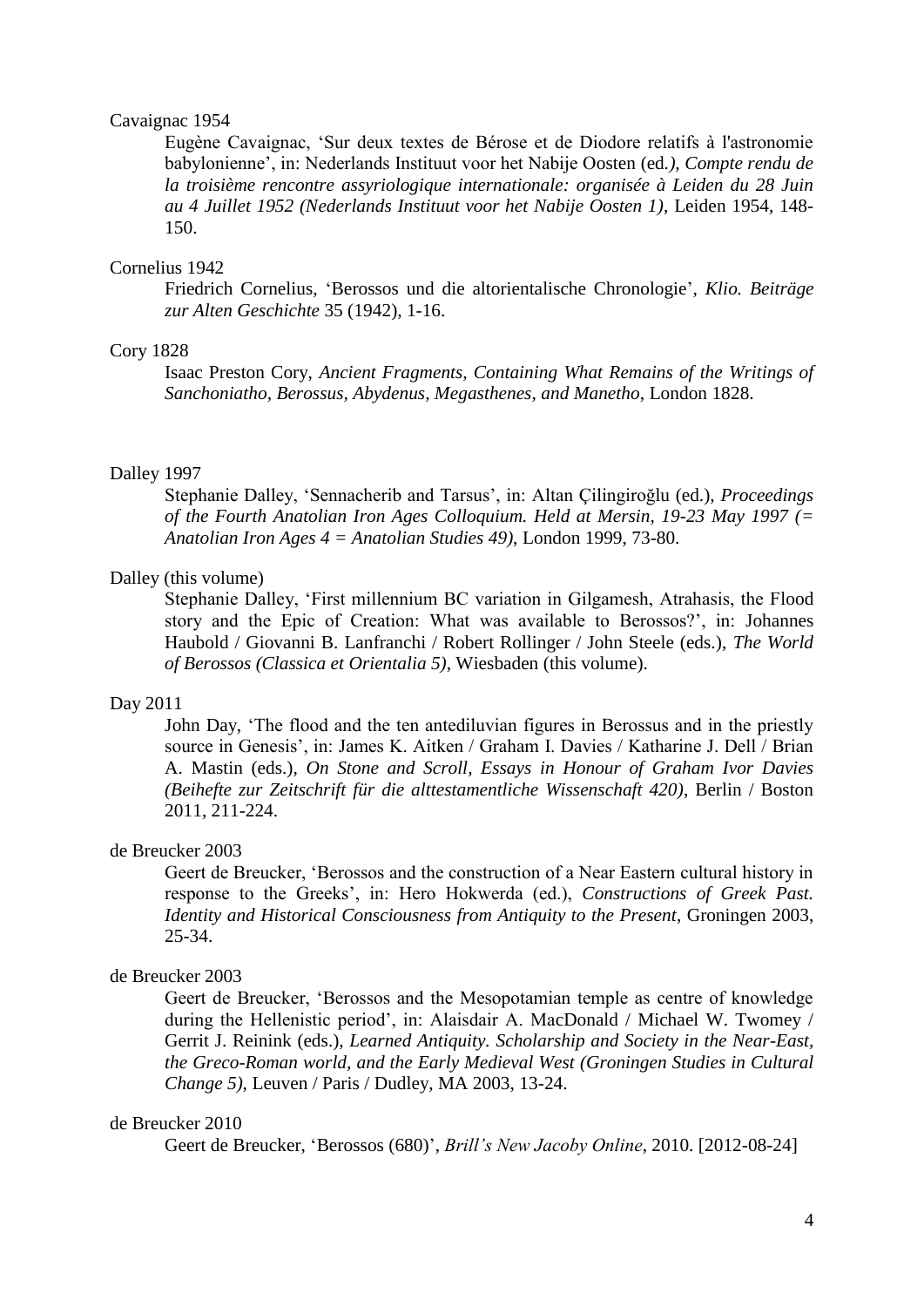Cavaignac 1954

Eugène Cavaignac, ‘Sur deux textes de Bérose et de Diodore relatifs à l'astronomie babylonienne’, in: Nederlands Instituut voor het Nabije Oosten (ed*.), Compte rendu de la troisième rencontre assyriologique internationale: organisée à Leiden du 28 Juin au 4 Juillet 1952 (Nederlands Instituut voor het Nabije Oosten 1)*, Leiden 1954, 148-150.

Cornelius 1942

Friedrich Cornelius, ‘Berossos und die altorientalische Chronologie’, *Klio. Beiträge zur Alten Geschichte* 35 (1942), 1-16.

Cory 1828

Isaac Preston Cory, *Ancient Fragments, Containing What Remains of the Writings of Sanchoniatho, Berossus, Abydenus, Megasthenes, and Manetho*, London 1828.

Dalley 1997

Stephanie Dalley, ‘Sennacherib and Tarsus’, in: Altan Çilingiroğlu (ed.), *Proceedings of the Fourth Anatolian Iron Ages Colloquium. Held at Mersin, 19-23 May 1997 (= Anatolian Iron Ages 4 = Anatolian Studies 49)*, London 1999, 73-80.

Dalley (this volume)

Stephanie Dalley, ‘First millennium BC variation in Gilgamesh, Atrahasis, the Flood story and the Epic of Creation: What was available to Berossos?’, in: Johannes Haubold / Giovanni B. Lanfranchi / Robert Rollinger / John Steele (eds.), *The World of Berossos (Classica et Orientalia 5)*, Wiesbaden (this volume).

Day 2011

John Day, ‘The flood and the ten antediluvian figures in Berossus and in the priestly source in Genesis’, in: James K. Aitken / Graham I. Davies / Katharine J. Dell / Brian A. Mastin (eds.), *On Stone and Scroll, Essays in Honour of Graham Ivor Davies (Beihefte zur Zeitschrift für die alttestamentliche Wissenschaft 420)*, Berlin / Boston 2011, 211-224.

de Breucker 2003

Geert de Breucker, ‘Berossos and the construction of a Near Eastern cultural history in response to the Greeks’, in: Hero Hokwerda (ed.), *Constructions of Greek Past. Identity and Historical Consciousness from Antiquity to the Present*, Groningen 2003, 25-34.

de Breucker 2003

Geert de Breucker, ‘Berossos and the Mesopotamian temple as centre of knowledge during the Hellenistic period’, in: Alaisdair A. MacDonald / Michael W. Twomey / Gerrit J. Reinink (eds.), *Learned Antiquity. Scholarship and Society in the Near-East, the Greco-Roman world, and the Early Medieval West (Groningen Studies in Cultural Change 5)*, Leuven / Paris / Dudley, MA 2003, 13-24.

de Breucker 2010

Geert de Breucker, ‘Berossos (680)’, *Brill’s New Jacoby Online*, 2010. [2012-08-24]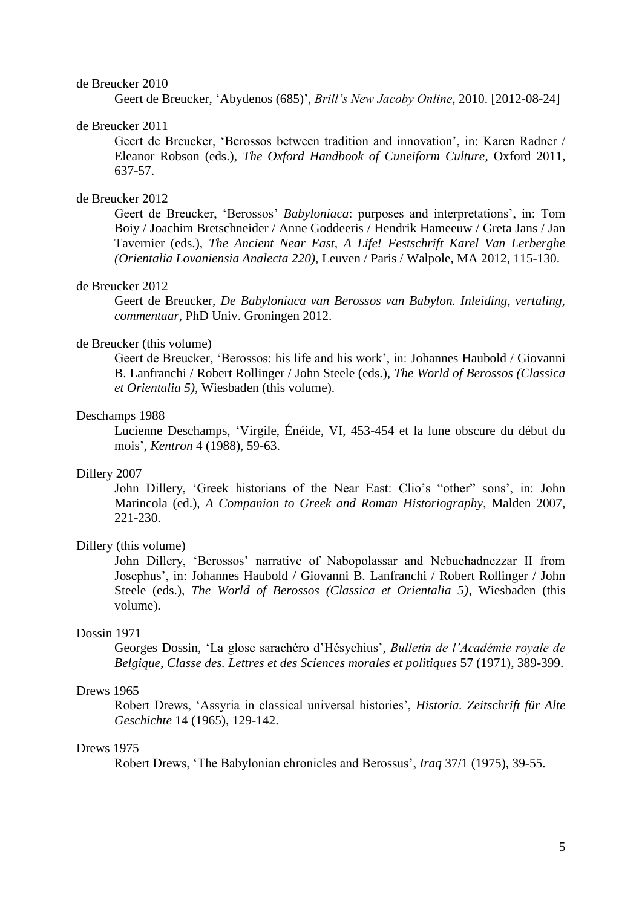de Breucker 2010

Geert de Breucker, 'Abydenos (685)', *Brill's New Jacoby Online*, 2010. [2012-08-24]

de Breucker 2011

Geert de Breucker, 'Berossos between tradition and innovation', in: Karen Radner / Eleanor Robson (eds.), *The Oxford Handbook of Cuneiform Culture*, Oxford 2011, 637-57.

de Breucker 2012

Geert de Breucker, 'Berossos' *Babyloniaca*: purposes and interpretations', in: Tom Boiy / Joachim Bretschneider / Anne Goddeeris / Hendrik Hameeuw / Greta Jans / Jan Tavernier (eds.), *The Ancient Near East, A Life! Festschrift Karel Van Lerberghe (Orientalia Lovaniensia Analecta 220)*, Leuven / Paris / Walpole, MA 2012, 115-130.

de Breucker 2012

Geert de Breucker, *De Babyloniaca van Berossos van Babylon. Inleiding, vertaling, commentaar*, PhD Univ. Groningen 2012.

de Breucker (this volume)

Geert de Breucker, 'Berossos: his life and his work', in: Johannes Haubold / Giovanni B. Lanfranchi / Robert Rollinger / John Steele (eds.), *The World of Berossos (Classica et Orientalia 5)*, Wiesbaden (this volume).

Deschamps 1988

Lucienne Deschamps, 'Virgile, Énéide, VI, 453-454 et la lune obscure du début du mois', *Kentron* 4 (1988), 59-63.

Dillery 2007

John Dillery, 'Greek historians of the Near East: Clio's "other" sons', in: John Marincola (ed.), *A Companion to Greek and Roman Historiography*, Malden 2007, 221-230.

Dillery (this volume)

John Dillery, 'Berossos' narrative of Nabopolassar and Nebuchadnezzar II from Josephus', in: Johannes Haubold / Giovanni B. Lanfranchi / Robert Rollinger / John Steele (eds.), *The World of Berossos (Classica et Orientalia 5)*, Wiesbaden (this volume).

Dossin 1971

Georges Dossin, 'La glose sarachéro d'Hésychius', *Bulletin de l'Académie royale de Belgique, Classe des. Lettres et des Sciences morales et politiques* 57 (1971), 389-399.

Drews 1965

Robert Drews, 'Assyria in classical universal histories', *Historia. Zeitschrift für Alte Geschichte* 14 (1965), 129-142.

Drews 1975

Robert Drews, 'The Babylonian chronicles and Berossus', *Iraq* 37/1 (1975), 39-55.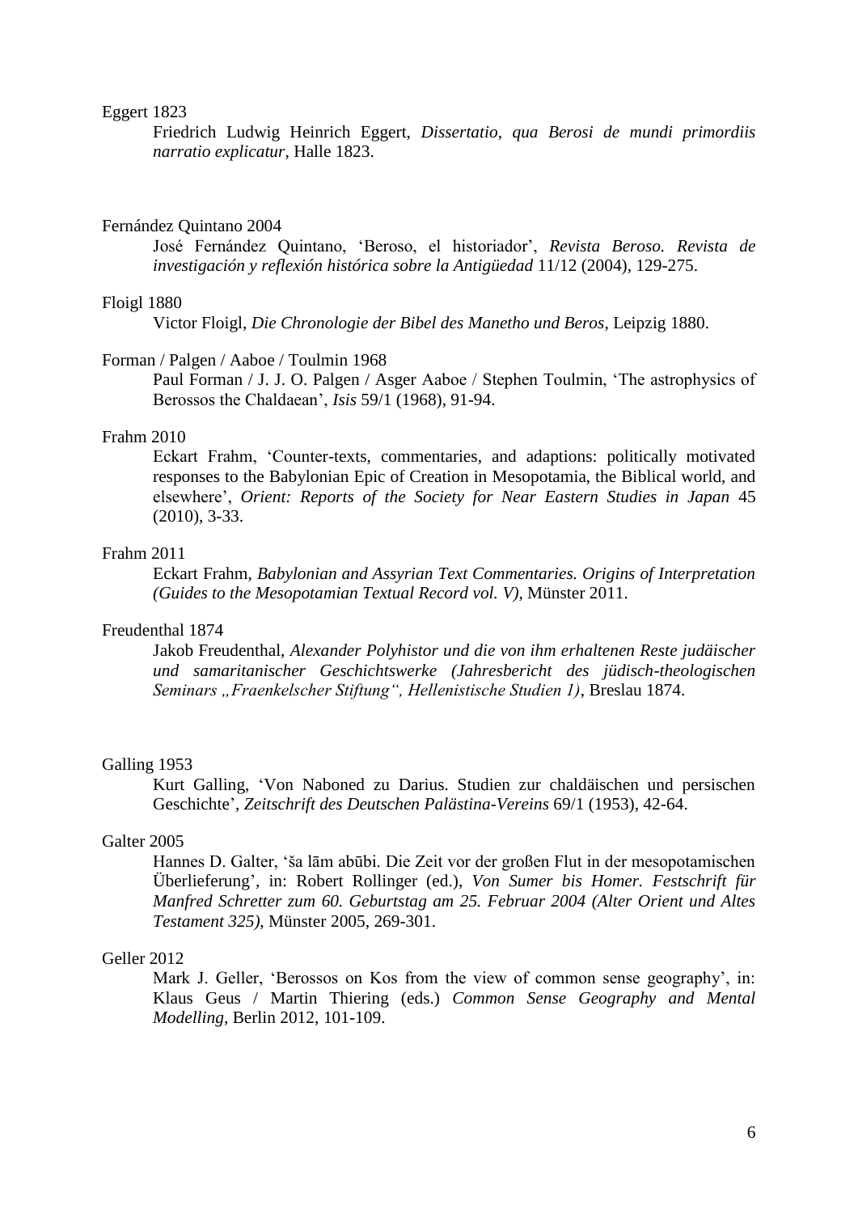Eggert 1823

Friedrich Ludwig Heinrich Eggert, *Dissertatio, qua Berosi de mundi primordiis narratio explicatur*, Halle 1823.

Fernández Quintano 2004

José Fernández Quintano, 'Beroso, el historiador', *Revista Beroso. Revista de investigación y reflexión histórica sobre la Antigüedad* 11/12 (2004), 129-275.

Floigl 1880

Victor Floigl, *Die Chronologie der Bibel des Manetho und Beros*, Leipzig 1880.

Forman / Palgen / Aaboe / Toulmin 1968

Paul Forman / J. J. O. Palgen / Asger Aaboe / Stephen Toulmin, 'The astrophysics of Berossos the Chaldaean', *Isis* 59/1 (1968), 91-94.

Frahm 2010

Eckart Frahm, 'Counter-texts, commentaries, and adaptions: politically motivated responses to the Babylonian Epic of Creation in Mesopotamia, the Biblical world, and elsewhere', *Orient: Reports of the Society for Near Eastern Studies in Japan* 45 (2010), 3-33.

Frahm 2011

Eckart Frahm, *Babylonian and Assyrian Text Commentaries. Origins of Interpretation (Guides to the Mesopotamian Textual Record vol. V)*, Münster 2011.

Freudenthal 1874

Jakob Freudenthal, *Alexander Polyhistor und die von ihm erhaltenen Reste judäischer und samaritanischer Geschichtswerke (Jahresbericht des jüdisch-theologischen Seminars „Fraenkelscher Stiftung", Hellenistische Studien 1)*, Breslau 1874.

Galling 1953

Kurt Galling, 'Von Naboned zu Darius. Studien zur chaldäischen und persischen Geschichte', *Zeitschrift des Deutschen Palästina-Vereins* 69/1 (1953), 42-64.

Galter 2005

Hannes D. Galter, 'ša lām abūbi. Die Zeit vor der großen Flut in der mesopotamischen Überlieferung', in: Robert Rollinger (ed.), *Von Sumer bis Homer. Festschrift für Manfred Schretter zum 60. Geburtstag am 25. Februar 2004 (Alter Orient und Altes Testament 325)*, Münster 2005, 269-301.

Geller 2012

Mark J. Geller, 'Berossos on Kos from the view of common sense geography', in: Klaus Geus / Martin Thiering (eds.) *Common Sense Geography and Mental Modelling*, Berlin 2012, 101-109.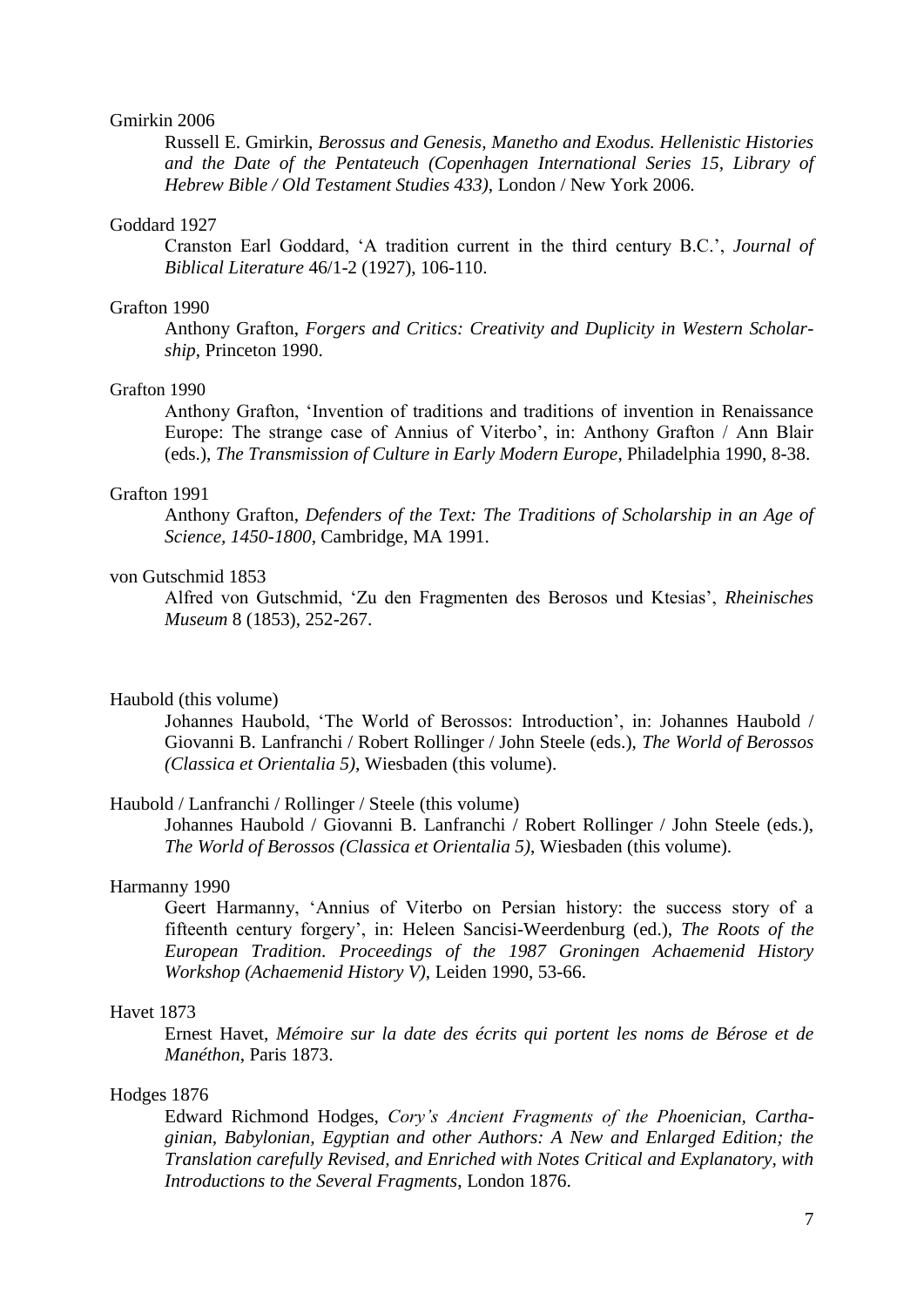Gmirkin 2006

Russell E. Gmirkin, *Berossus and Genesis, Manetho and Exodus. Hellenistic Histories and the Date of the Pentateuch (Copenhagen International Series 15, Library of Hebrew Bible / Old Testament Studies 433)*, London / New York 2006.

Goddard 1927

Cranston Earl Goddard, 'A tradition current in the third century B.C.', *Journal of Biblical Literature* 46/1-2 (1927), 106-110.

Grafton 1990

Anthony Grafton, *Forgers and Critics: Creativity and Duplicity in Western Scholarship*, Princeton 1990.

Grafton 1990

Anthony Grafton, 'Invention of traditions and traditions of invention in Renaissance Europe: The strange case of Annius of Viterbo', in: Anthony Grafton / Ann Blair (eds.), *The Transmission of Culture in Early Modern Europe*, Philadelphia 1990, 8-38.

Grafton 1991

Anthony Grafton, *Defenders of the Text: The Traditions of Scholarship in an Age of Science, 1450-1800*, Cambridge, MA 1991.

von Gutschmid 1853

Alfred von Gutschmid, 'Zu den Fragmenten des Berosos und Ktesias', *Rheinisches Museum* 8 (1853), 252-267.

Haubold (this volume)

Johannes Haubold, 'The World of Berossos: Introduction', in: Johannes Haubold / Giovanni B. Lanfranchi / Robert Rollinger / John Steele (eds.), *The World of Berossos (Classica et Orientalia 5)*, Wiesbaden (this volume).

Haubold / Lanfranchi / Rollinger / Steele (this volume)

Johannes Haubold / Giovanni B. Lanfranchi / Robert Rollinger / John Steele (eds.), *The World of Berossos (Classica et Orientalia 5)*, Wiesbaden (this volume).

Harmanny 1990

Geert Harmanny, 'Annius of Viterbo on Persian history: the success story of a fifteenth century forgery', in: Heleen Sancisi-Weerdenburg (ed.), *The Roots of the European Tradition. Proceedings of the 1987 Groningen Achaemenid History Workshop (Achaemenid History V)*, Leiden 1990, 53-66.

Havet 1873

Ernest Havet, *Mémoire sur la date des écrits qui portent les noms de Bérose et de Manéthon*, Paris 1873.

Hodges 1876

Edward Richmond Hodges, *Cory's Ancient Fragments of the Phoenician, Carthaginian, Babylonian, Egyptian and other Authors: A New and Enlarged Edition; the Translation carefully Revised, and Enriched with Notes Critical and Explanatory, with Introductions to the Several Fragments*, London 1876.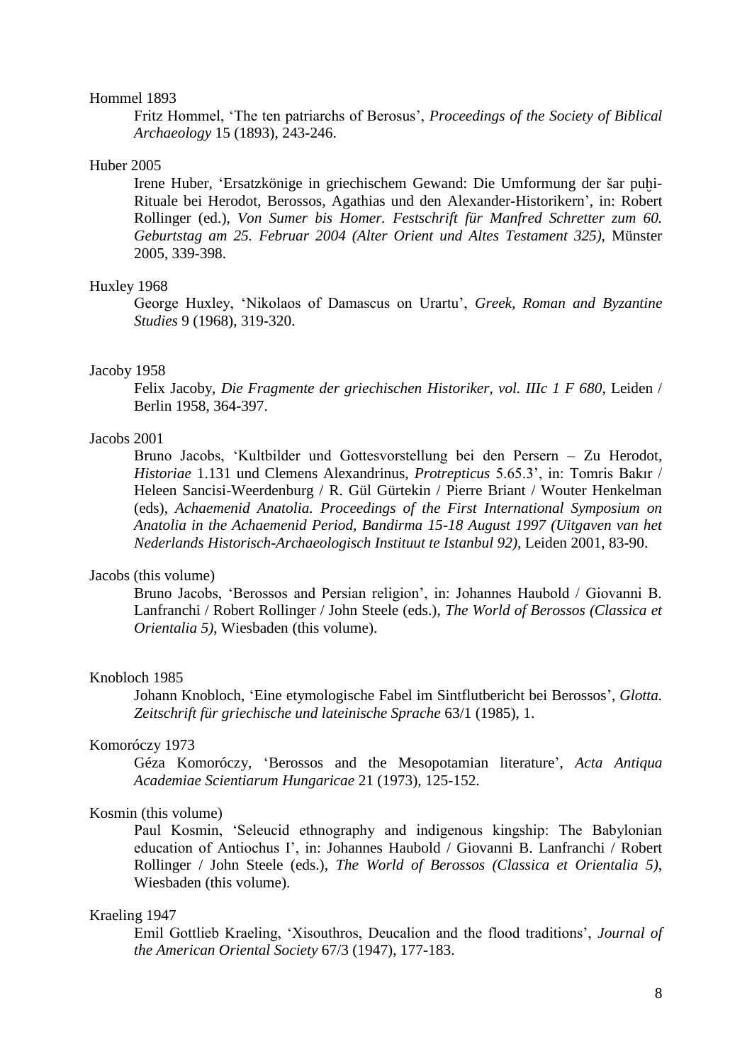Hommel 1893

Fritz Hommel, 'The ten patriarchs of Berosus', *Proceedings of the Society of Biblical Archaeology* 15 (1893), 243-246.

Huber 2005

Irene Huber, 'Ersatzkönige in griechischem Gewand: Die Umformung der šar puḫi-Rituale bei Herodot, Berossos, Agathias und den Alexander-Historikern', in: Robert Rollinger (ed.), *Von Sumer bis Homer. Festschrift für Manfred Schretter zum 60. Geburtstag am 25. Februar 2004 (Alter Orient und Altes Testament 325)*, Münster 2005, 339-398.

Huxley 1968

George Huxley, 'Nikolaos of Damascus on Urartu', *Greek, Roman and Byzantine Studies* 9 (1968), 319-320.

Jacoby 1958

Felix Jacoby, *Die Fragmente der griechischen Historiker, vol. IIIc 1 F 680*, Leiden / Berlin 1958, 364-397.

Jacobs 2001

Bruno Jacobs, 'Kultbilder und Gottesvorstellung bei den Persern – Zu Herodot, *Historiae* 1.131 und Clemens Alexandrinus, *Protrepticus* 5.65.3', in: Tomris Bakır / Heleen Sancisi-Weerdenburg / R. Gül Gürtekin / Pierre Briant / Wouter Henkelman (eds), *Achaemenid Anatolia. Proceedings of the First International Symposium on Anatolia in the Achaemenid Period, Bandirma 15-18 August 1997 (Uitgaven van het Nederlands Historisch-Archaeologisch Instituut te Istanbul 92)*, Leiden 2001, 83-90.

Jacobs (this volume)

Bruno Jacobs, 'Berossos and Persian religion', in: Johannes Haubold / Giovanni B. Lanfranchi / Robert Rollinger / John Steele (eds.), *The World of Berossos (Classica et Orientalia 5)*, Wiesbaden (this volume).

Knobloch 1985

Johann Knobloch, 'Eine etymologische Fabel im Sintflutbericht bei Berossos', *Glotta. Zeitschrift für griechische und lateinische Sprache* 63/1 (1985), 1.

Komoróczy 1973

Géza Komoróczy, 'Berossos and the Mesopotamian literature', *Acta Antiqua Academiae Scientiarum Hungaricae* 21 (1973), 125-152.

Kosmin (this volume)

Paul Kosmin, 'Seleucid ethnography and indigenous kingship: The Babylonian education of Antiochus I', in: Johannes Haubold / Giovanni B. Lanfranchi / Robert Rollinger / John Steele (eds.), *The World of Berossos (Classica et Orientalia 5)*, Wiesbaden (this volume).

Kraeling 1947

Emil Gottlieb Kraeling, 'Xisouthros, Deucalion and the flood traditions', *Journal of the American Oriental Society* 67/3 (1947), 177-183.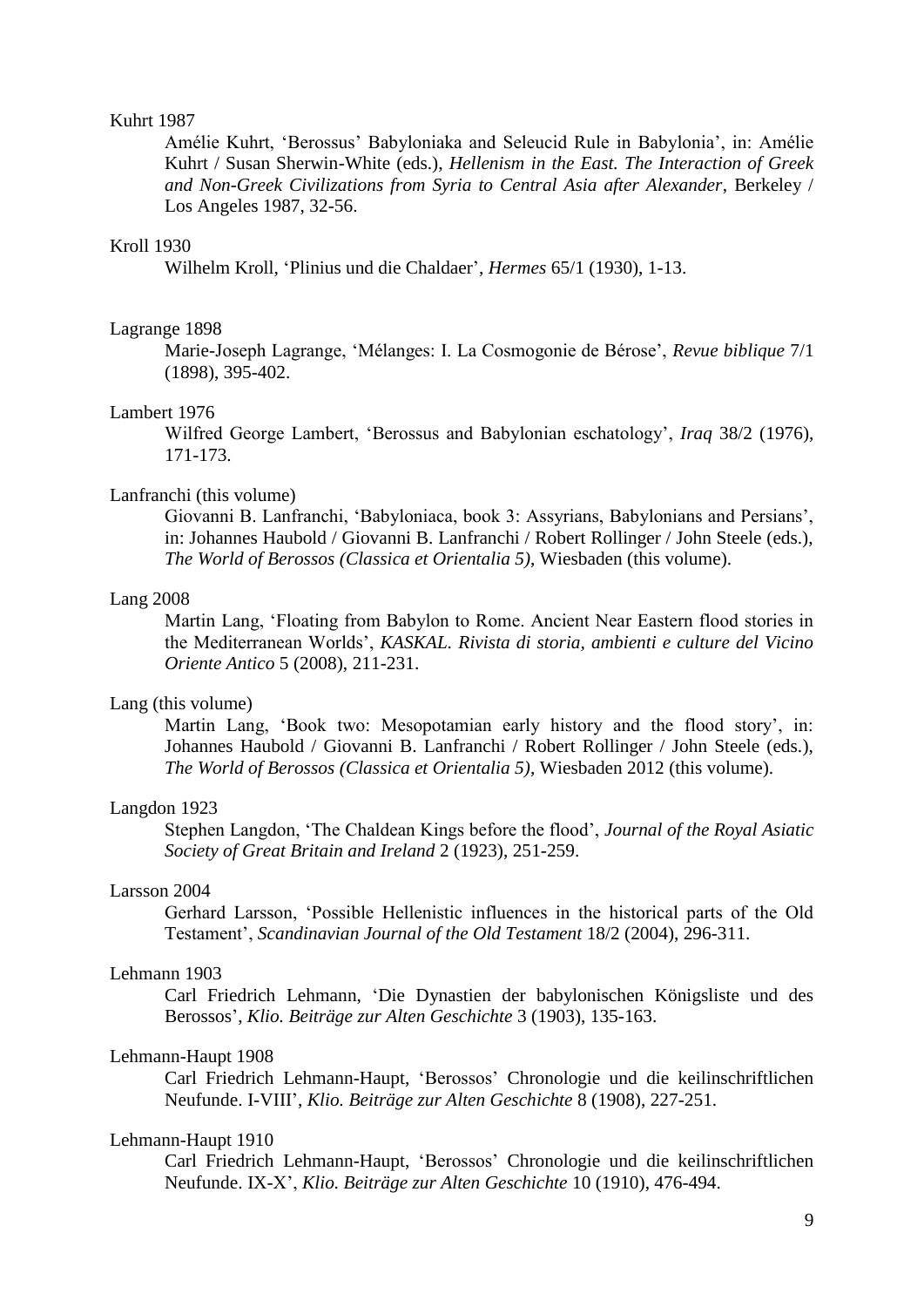Kuhrt 1987

Amélie Kuhrt, 'Berossus' Babyloniaka and Seleucid Rule in Babylonia', in: Amélie Kuhrt / Susan Sherwin-White (eds.), *Hellenism in the East. The Interaction of Greek and Non-Greek Civilizations from Syria to Central Asia after Alexander*, Berkeley / Los Angeles 1987, 32-56.

Kroll 1930

Wilhelm Kroll, 'Plinius und die Chaldaer', *Hermes* 65/1 (1930), 1-13.

Lagrange 1898

Marie-Joseph Lagrange, 'Mélanges: I. La Cosmogonie de Bérose', *Revue biblique* 7/1 (1898), 395-402.

Lambert 1976

Wilfred George Lambert, 'Berossus and Babylonian eschatology', *Iraq* 38/2 (1976), 171-173.

Lanfranchi (this volume)

Giovanni B. Lanfranchi, 'Babyloniaca, book 3: Assyrians, Babylonians and Persians', in: Johannes Haubold / Giovanni B. Lanfranchi / Robert Rollinger / John Steele (eds.), *The World of Berossos (Classica et Orientalia 5)*, Wiesbaden (this volume).

Lang 2008

Martin Lang, 'Floating from Babylon to Rome. Ancient Near Eastern flood stories in the Mediterranean Worlds', *KASKAL. Rivista di storia, ambienti e culture del Vicino Oriente Antico* 5 (2008), 211-231.

Lang (this volume)

Martin Lang, 'Book two: Mesopotamian early history and the flood story', in: Johannes Haubold / Giovanni B. Lanfranchi / Robert Rollinger / John Steele (eds.), *The World of Berossos (Classica et Orientalia 5)*, Wiesbaden 2012 (this volume).

Langdon 1923

Stephen Langdon, 'The Chaldean Kings before the flood', *Journal of the Royal Asiatic Society of Great Britain and Ireland* 2 (1923), 251-259.

Larsson 2004

Gerhard Larsson, 'Possible Hellenistic influences in the historical parts of the Old Testament', *Scandinavian Journal of the Old Testament* 18/2 (2004), 296-311.

Lehmann 1903

Carl Friedrich Lehmann, 'Die Dynastien der babylonischen Königsliste und des Berossos', *Klio. Beiträge zur Alten Geschichte* 3 (1903), 135-163.

Lehmann-Haupt 1908

Carl Friedrich Lehmann-Haupt, 'Berossos' Chronologie und die keilinschriftlichen Neufunde. I-VIII', *Klio. Beiträge zur Alten Geschichte* 8 (1908), 227-251.

Lehmann-Haupt 1910

Carl Friedrich Lehmann-Haupt, 'Berossos' Chronologie und die keilinschriftlichen Neufunde. IX-X', *Klio. Beiträge zur Alten Geschichte* 10 (1910), 476-494.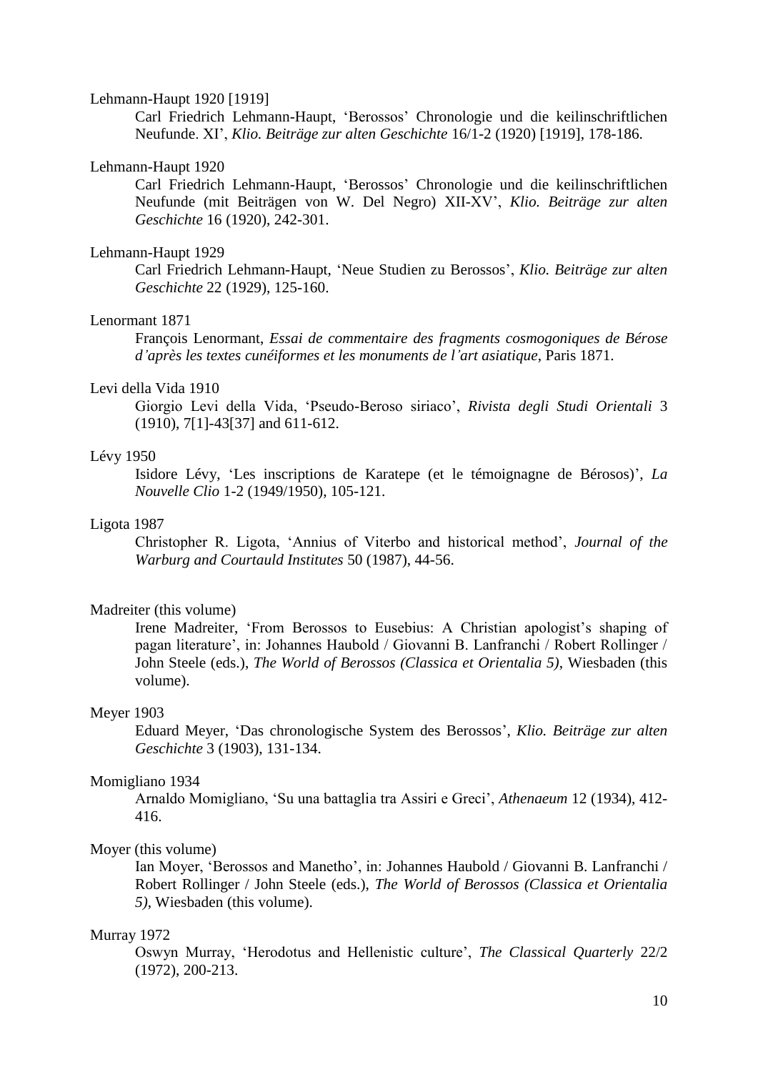Lehmann-Haupt 1920 [1919]

Carl Friedrich Lehmann-Haupt, 'Berossos' Chronologie und die keilinschriftlichen Neufunde. XI', *Klio. Beiträge zur alten Geschichte* 16/1-2 (1920) [1919], 178-186.

Lehmann-Haupt 1920

Carl Friedrich Lehmann-Haupt, 'Berossos' Chronologie und die keilinschriftlichen Neufunde (mit Beiträgen von W. Del Negro) XII-XV', *Klio. Beiträge zur alten Geschichte* 16 (1920), 242-301.

Lehmann-Haupt 1929

Carl Friedrich Lehmann-Haupt, 'Neue Studien zu Berossos', *Klio. Beiträge zur alten Geschichte* 22 (1929), 125-160.

Lenormant 1871

François Lenormant, *Essai de commentaire des fragments cosmogoniques de Bérose d'après les textes cunéiformes et les monuments de l'art asiatique*, Paris 1871.

Levi della Vida 1910

Giorgio Levi della Vida, 'Pseudo-Beroso siriaco', *Rivista degli Studi Orientali* 3 (1910), 7[1]-43[37] and 611-612.

Lévy 1950

Isidore Lévy, 'Les inscriptions de Karatepe (et le témoignagne de Bérosos)', *La Nouvelle Clio* 1-2 (1949/1950), 105-121.

Ligota 1987

Christopher R. Ligota, 'Annius of Viterbo and historical method', *Journal of the Warburg and Courtauld Institutes* 50 (1987), 44-56.

Madreiter (this volume)

Irene Madreiter, 'From Berossos to Eusebius: A Christian apologist's shaping of pagan literature', in: Johannes Haubold / Giovanni B. Lanfranchi / Robert Rollinger / John Steele (eds.), *The World of Berossos (Classica et Orientalia 5)*, Wiesbaden (this volume).

Meyer 1903

Eduard Meyer, 'Das chronologische System des Berossos', *Klio. Beiträge zur alten Geschichte* 3 (1903), 131-134.

Momigliano 1934

Arnaldo Momigliano, 'Su una battaglia tra Assiri e Greci', *Athenaeum* 12 (1934), 412-416.

Moyer (this volume)

Ian Moyer, 'Berossos and Manetho', in: Johannes Haubold / Giovanni B. Lanfranchi / Robert Rollinger / John Steele (eds.), *The World of Berossos (Classica et Orientalia 5)*, Wiesbaden (this volume).

Murray 1972

Oswyn Murray, 'Herodotus and Hellenistic culture', *The Classical Quarterly* 22/2 (1972), 200-213.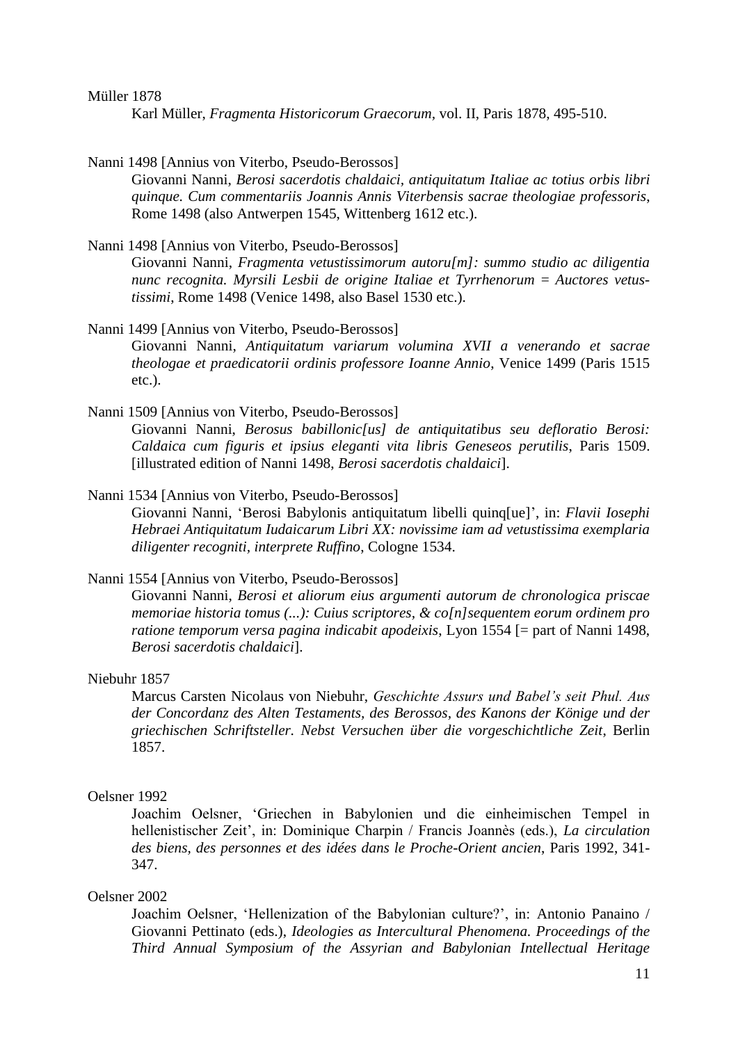Müller 1878

Karl Müller, *Fragmenta Historicorum Graecorum*, vol. II, Paris 1878, 495-510.

Nanni 1498 [Annius von Viterbo, Pseudo-Berossos]

Giovanni Nanni, *Berosi sacerdotis chaldaici, antiquitatum Italiae ac totius orbis libri quinque. Cum commentariis Joannis Annis Viterbensis sacrae theologiae professoris*, Rome 1498 (also Antwerpen 1545, Wittenberg 1612 etc.).

Nanni 1498 [Annius von Viterbo, Pseudo-Berossos]

Giovanni Nanni, *Fragmenta vetustissimorum autoru[m]: summo studio ac diligentia nunc recognita. Myrsili Lesbii de origine Italiae et Tyrrhenorum = Auctores vetustissimi*, Rome 1498 (Venice 1498, also Basel 1530 etc.).

Nanni 1499 [Annius von Viterbo, Pseudo-Berossos]

Giovanni Nanni, *Antiquitatum variarum volumina XVII a venerando et sacrae theologae et praedicatorii ordinis professore Ioanne Annio*, Venice 1499 (Paris 1515 etc.).

Nanni 1509 [Annius von Viterbo, Pseudo-Berossos]

Giovanni Nanni, *Berosus babillonic[us] de antiquitatibus seu defloratio Berosi: Caldaica cum figuris et ipsius eleganti vita libris Geneseos perutilis*, Paris 1509. [illustrated edition of Nanni 1498, *Berosi sacerdotis chaldaici*].

Nanni 1534 [Annius von Viterbo, Pseudo-Berossos]

Giovanni Nanni, 'Berosi Babylonis antiquitatum libelli quinq[ue]', in: *Flavii Iosephi Hebraei Antiquitatum Iudaicarum Libri XX: novissime iam ad vetustissima exemplaria diligenter recogniti, interprete Ruffino*, Cologne 1534.

Nanni 1554 [Annius von Viterbo, Pseudo-Berossos]

Giovanni Nanni, *Berosi et aliorum eius argumenti autorum de chronologica priscae memoriae historia tomus (...): Cuius scriptores, & co[n]sequentem eorum ordinem pro ratione temporum versa pagina indicabit apodeixis*, Lyon 1554 [= part of Nanni 1498, *Berosi sacerdotis chaldaici*].

Niebuhr 1857

Marcus Carsten Nicolaus von Niebuhr, *Geschichte Assurs und Babel's seit Phul. Aus der Concordanz des Alten Testaments, des Berossos, des Kanons der Könige und der griechischen Schriftsteller. Nebst Versuchen über die vorgeschichtliche Zeit*, Berlin 1857.

Oelsner 1992

Joachim Oelsner, 'Griechen in Babylonien und die einheimischen Tempel in hellenistischer Zeit', in: Dominique Charpin / Francis Joannès (eds.), *La circulation des biens, des personnes et des idées dans le Proche-Orient ancien*, Paris 1992, 341-347.

Oelsner 2002

Joachim Oelsner, 'Hellenization of the Babylonian culture?', in: Antonio Panaino / Giovanni Pettinato (eds.), *Ideologies as Intercultural Phenomena. Proceedings of the Third Annual Symposium of the Assyrian and Babylonian Intellectual Heritage*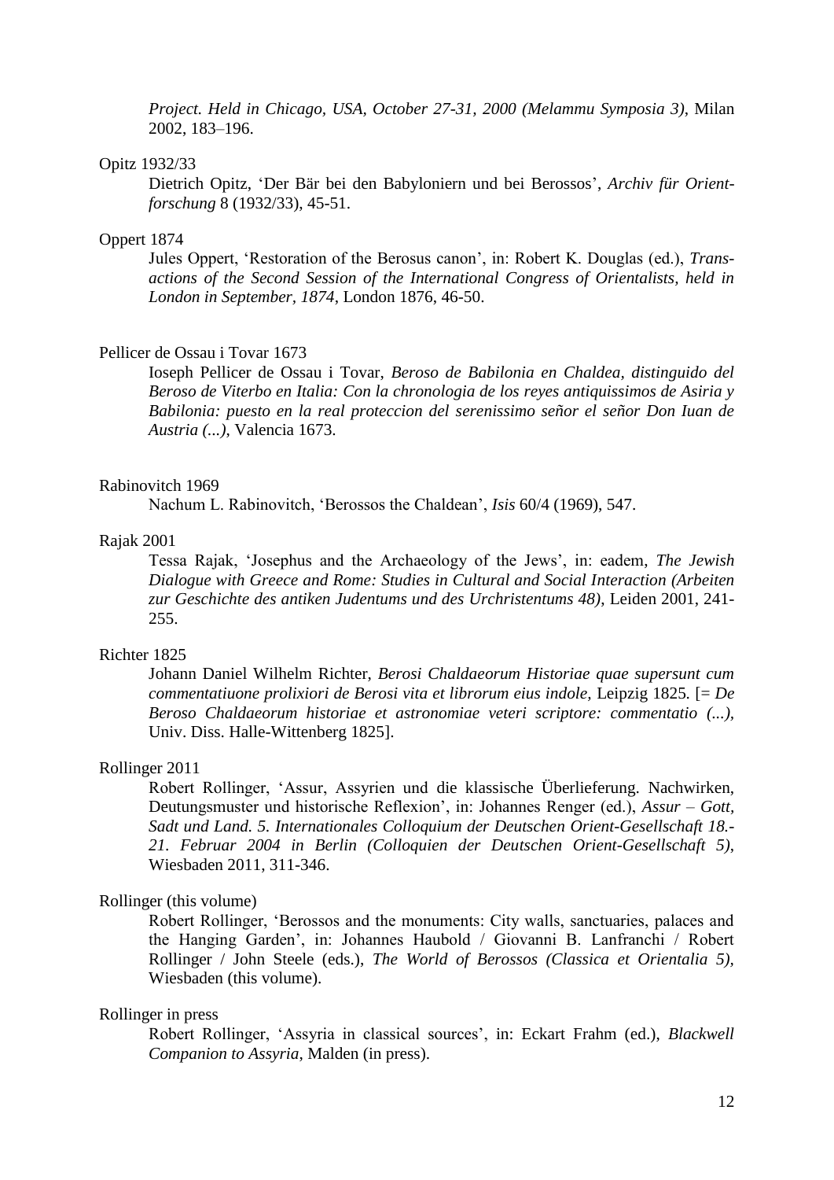*Project. Held in Chicago, USA, October 27-31, 2000 (Melammu Symposia 3)*, Milan 2002, 183–196.

Opitz 1932/33

Dietrich Opitz, 'Der Bär bei den Babyloniern und bei Berossos', *Archiv für Orientforschung* 8 (1932/33), 45-51.

Oppert 1874

Jules Oppert, 'Restoration of the Berosus canon', in: Robert K. Douglas (ed.), *Transactions of the Second Session of the International Congress of Orientalists, held in London in September, 1874*, London 1876, 46-50.

Pellicer de Ossau i Tovar 1673

Ioseph Pellicer de Ossau i Tovar, *Beroso de Babilonia en Chaldea, distinguido del Beroso de Viterbo en Italia: Con la chronologia de los reyes antiquissimos de Asiria y Babilonia: puesto en la real proteccion del serenissimo señor el señor Don Iuan de Austria (...)*, Valencia 1673.

Rabinovitch 1969

Nachum L. Rabinovitch, 'Berossos the Chaldean', *Isis* 60/4 (1969), 547.

Rajak 2001

Tessa Rajak, 'Josephus and the Archaeology of the Jews', in: eadem, *The Jewish Dialogue with Greece and Rome: Studies in Cultural and Social Interaction (Arbeiten zur Geschichte des antiken Judentums und des Urchristentums 48)*, Leiden 2001, 241-255.

Richter 1825

Johann Daniel Wilhelm Richter, *Berosi Chaldaeorum Historiae quae supersunt cum commentatiuone prolixiori de Berosi vita et librorum eius indole,* Leipzig 1825. [= *De Beroso Chaldaeorum historiae et astronomiae veteri scriptore: commentatio (...)*, Univ. Diss. Halle-Wittenberg 1825].

Rollinger 2011

Robert Rollinger, 'Assur, Assyrien und die klassische Überlieferung. Nachwirken, Deutungsmuster und historische Reflexion', in: Johannes Renger (ed.), *Assur – Gott, Sadt und Land. 5. Internationales Colloquium der Deutschen Orient-Gesellschaft 18.-21. Februar 2004 in Berlin (Colloquien der Deutschen Orient-Gesellschaft 5)*, Wiesbaden 2011, 311-346.

Rollinger (this volume)

Robert Rollinger, 'Berossos and the monuments: City walls, sanctuaries, palaces and the Hanging Garden', in: Johannes Haubold / Giovanni B. Lanfranchi / Robert Rollinger / John Steele (eds.), *The World of Berossos (Classica et Orientalia 5)*, Wiesbaden (this volume).

Rollinger in press

Robert Rollinger, 'Assyria in classical sources', in: Eckart Frahm (ed.), *Blackwell Companion to Assyria*, Malden (in press).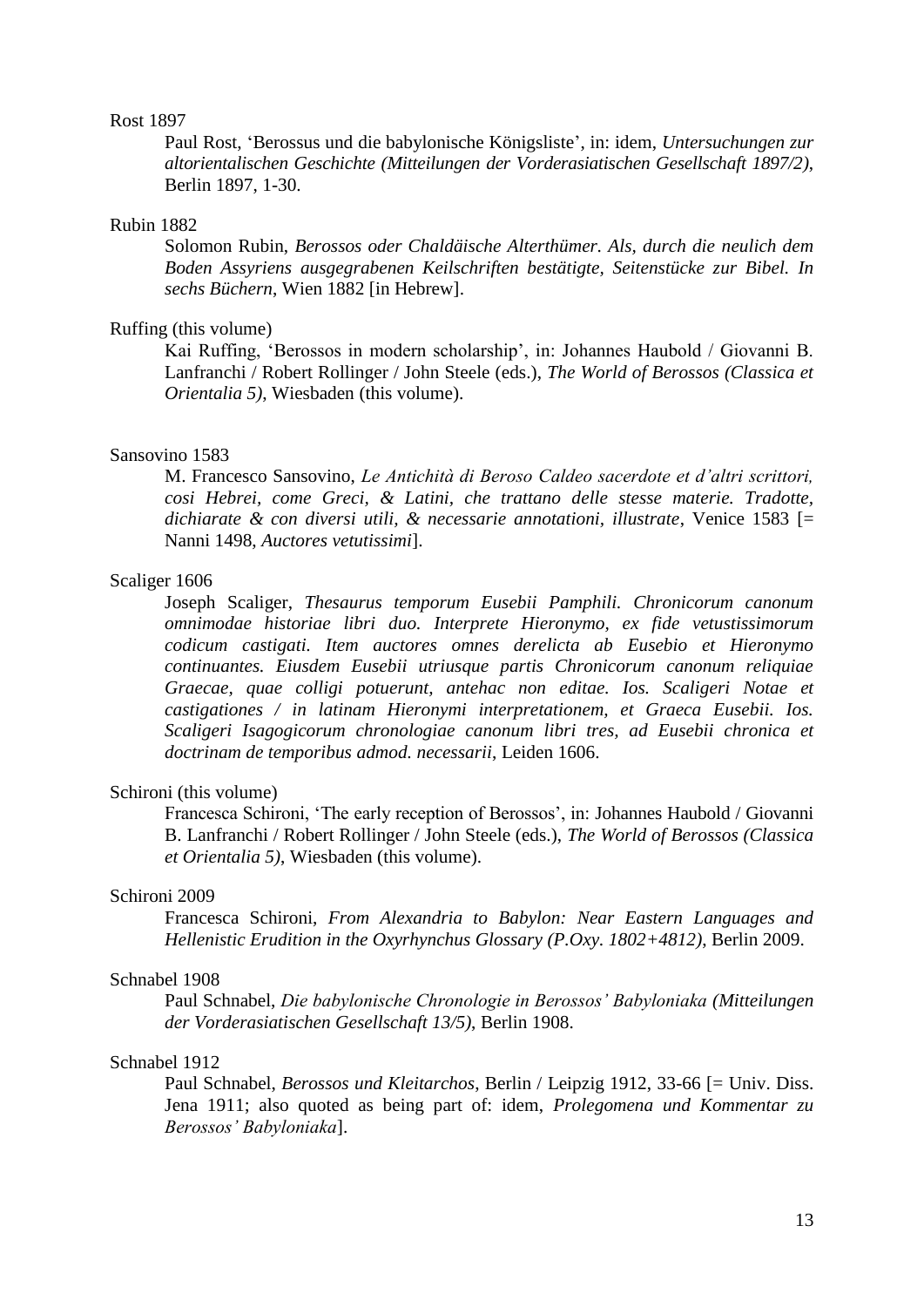Rost 1897

Paul Rost, 'Berossus und die babylonische Königsliste', in: idem, *Untersuchungen zur altorientalischen Geschichte (Mitteilungen der Vorderasiatischen Gesellschaft 1897/2)*, Berlin 1897, 1-30.

Rubin 1882

Solomon Rubin, *Berossos oder Chaldäische Alterthümer. Als, durch die neulich dem Boden Assyriens ausgegrabenen Keilschriften bestätigte, Seitenstücke zur Bibel. In sechs Büchern*, Wien 1882 [in Hebrew].

Ruffing (this volume)

Kai Ruffing, 'Berossos in modern scholarship', in: Johannes Haubold / Giovanni B. Lanfranchi / Robert Rollinger / John Steele (eds.), *The World of Berossos (Classica et Orientalia 5)*, Wiesbaden (this volume).

Sansovino 1583

M. Francesco Sansovino, *Le Antichità di Beroso Caldeo sacerdote et d'altri scrittori, cosi Hebrei, come Greci, & Latini, che trattano delle stesse materie. Tradotte, dichiarate & con diversi utili, & necessarie annotationi, illustrate*, Venice 1583 [= Nanni 1498, *Auctores vetutissimi*].

Scaliger 1606

Joseph Scaliger, *Thesaurus temporum Eusebii Pamphili. Chronicorum canonum omnimodae historiae libri duo. Interprete Hieronymo, ex fide vetustissimorum codicum castigati. Item auctores omnes derelicta ab Eusebio et Hieronymo continuantes. Eiusdem Eusebii utriusque partis Chronicorum canonum reliquiae Graecae, quae colligi potuerunt, antehac non editae. Ios. Scaligeri Notae et castigationes / in latinam Hieronymi interpretationem, et Graeca Eusebii. Ios. Scaligeri Isagogicorum chronologiae canonum libri tres, ad Eusebii chronica et doctrinam de temporibus admod. necessarii*, Leiden 1606.

Schironi (this volume)

Francesca Schironi, 'The early reception of Berossos', in: Johannes Haubold / Giovanni B. Lanfranchi / Robert Rollinger / John Steele (eds.), *The World of Berossos (Classica et Orientalia 5)*, Wiesbaden (this volume).

Schironi 2009

Francesca Schironi, *From Alexandria to Babylon: Near Eastern Languages and Hellenistic Erudition in the Oxyrhynchus Glossary (P.Oxy. 1802+4812)*, Berlin 2009.

Schnabel 1908

Paul Schnabel, *Die babylonische Chronologie in Berossos' Babyloniaka (Mitteilungen der Vorderasiatischen Gesellschaft 13/5)*, Berlin 1908.

Schnabel 1912

Paul Schnabel, *Berossos und Kleitarchos*, Berlin / Leipzig 1912, 33-66 [= Univ. Diss. Jena 1911; also quoted as being part of: idem, *Prolegomena und Kommentar zu Berossos' Babyloniaka*].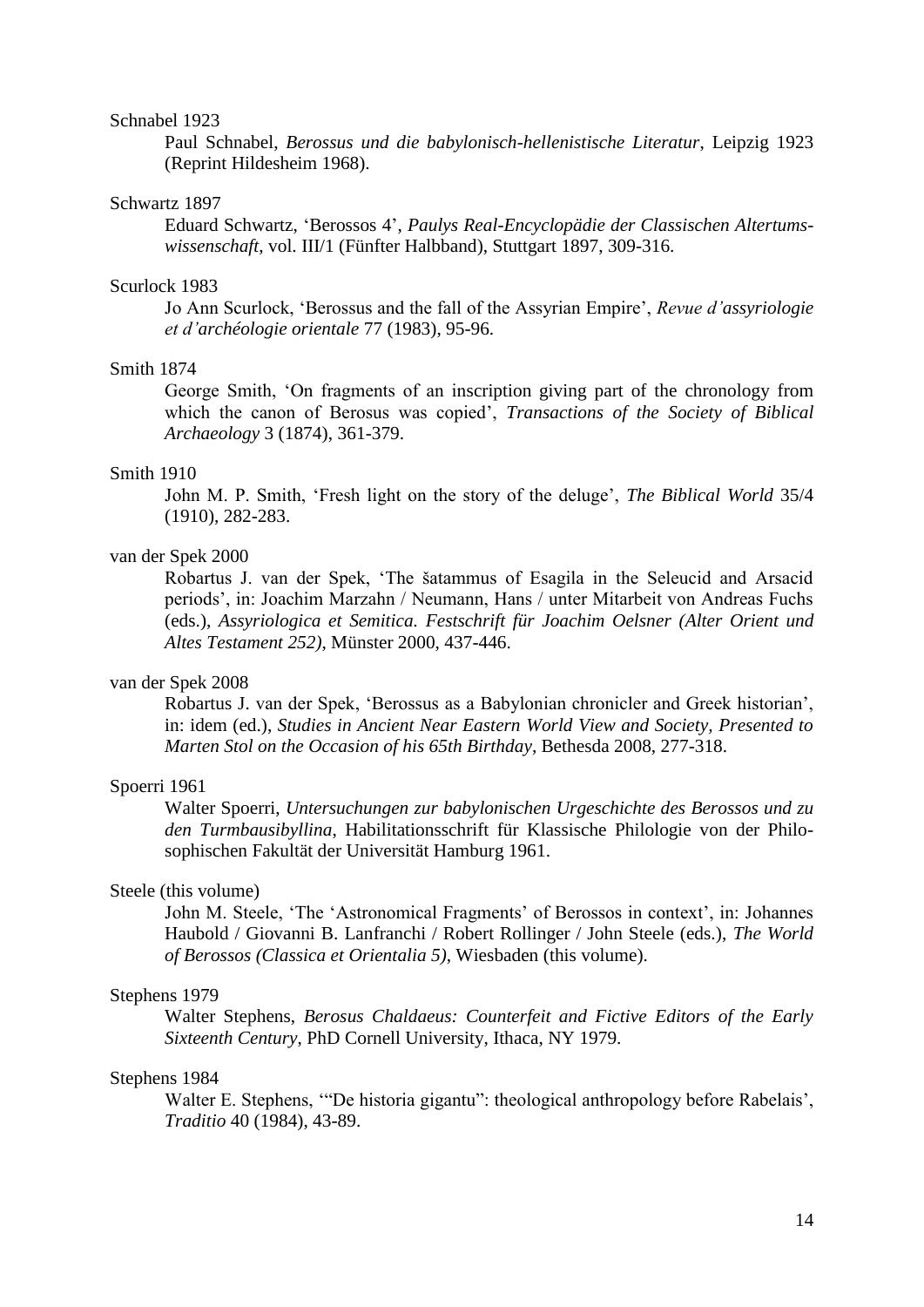Schnabel 1923

Paul Schnabel, *Berossus und die babylonisch-hellenistische Literatur*, Leipzig 1923 (Reprint Hildesheim 1968).

Schwartz 1897

Eduard Schwartz, 'Berossos 4', *Paulys Real-Encyclopädie der Classischen Altertumswissenschaft*, vol. III/1 (Fünfter Halbband), Stuttgart 1897, 309-316.

Scurlock 1983

Jo Ann Scurlock, 'Berossus and the fall of the Assyrian Empire', *Revue d'assyriologie et d'archéologie orientale* 77 (1983), 95-96.

Smith 1874

George Smith, 'On fragments of an inscription giving part of the chronology from which the canon of Berosus was copied', *Transactions of the Society of Biblical Archaeology* 3 (1874), 361-379.

Smith 1910

John M. P. Smith, 'Fresh light on the story of the deluge', *The Biblical World* 35/4 (1910), 282-283.

van der Spek 2000

Robartus J. van der Spek, 'The šatammus of Esagila in the Seleucid and Arsacid periods', in: Joachim Marzahn / Neumann, Hans / unter Mitarbeit von Andreas Fuchs (eds.), *Assyriologica et Semitica. Festschrift für Joachim Oelsner (Alter Orient und Altes Testament 252)*, Münster 2000, 437-446.

van der Spek 2008

Robartus J. van der Spek, 'Berossus as a Babylonian chronicler and Greek historian', in: idem (ed.), *Studies in Ancient Near Eastern World View and Society, Presented to Marten Stol on the Occasion of his 65th Birthday*, Bethesda 2008, 277-318.

Spoerri 1961

Walter Spoerri, *Untersuchungen zur babylonischen Urgeschichte des Berossos und zu den Turmbausibyllina*, Habilitationsschrift für Klassische Philologie von der Philosophischen Fakultät der Universität Hamburg 1961.

Steele (this volume)

John M. Steele, 'The 'Astronomical Fragments' of Berossos in context', in: Johannes Haubold / Giovanni B. Lanfranchi / Robert Rollinger / John Steele (eds.), *The World of Berossos (Classica et Orientalia 5)*, Wiesbaden (this volume).

Stephens 1979

Walter Stephens, *Berosus Chaldaeus: Counterfeit and Fictive Editors of the Early Sixteenth Century*, PhD Cornell University, Ithaca, NY 1979.

Stephens 1984

Walter E. Stephens, '"De historia gigantu": theological anthropology before Rabelais', *Traditio* 40 (1984), 43-89.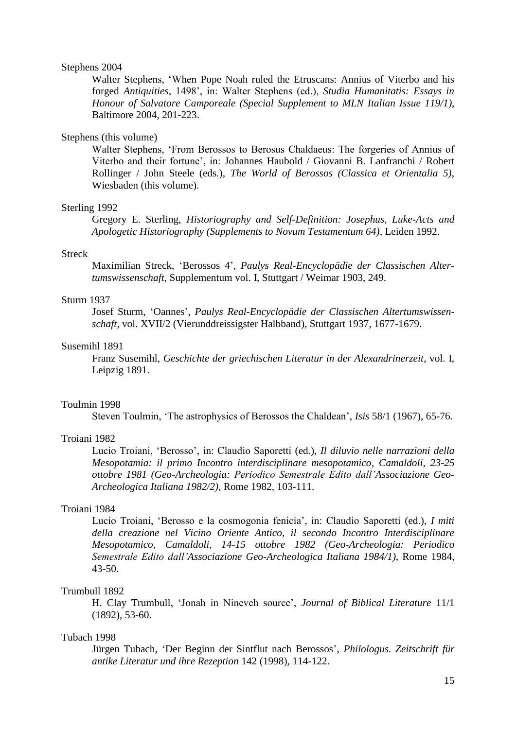Stephens 2004

Walter Stephens, 'When Pope Noah ruled the Etruscans: Annius of Viterbo and his forged *Antiquities*, 1498', in: Walter Stephens (ed.), *Studia Humanitatis: Essays in Honour of Salvatore Camporeale (Special Supplement to MLN Italian Issue 119/1)*, Baltimore 2004, 201-223.

Stephens (this volume)

Walter Stephens, 'From Berossos to Berosus Chaldaeus: The forgeries of Annius of Viterbo and their fortune', in: Johannes Haubold / Giovanni B. Lanfranchi / Robert Rollinger / John Steele (eds.), *The World of Berossos (Classica et Orientalia 5)*, Wiesbaden (this volume).

Sterling 1992

Gregory E. Sterling, *Historiography and Self-Definition: Josephus, Luke-Acts and Apologetic Historiography (Supplements to Novum Testamentum 64)*, Leiden 1992.

Streck

Maximilian Streck, 'Berossos 4', *Paulys Real-Encyclopädie der Classischen Altertumswissenschaft*, Supplementum vol. I, Stuttgart / Weimar 1903, 249.

Sturm 1937

Josef Sturm, 'Oannes', *Paulys Real-Encyclopädie der Classischen Altertumswissenschaft*, vol. XVII/2 (Vierunddreissigster Halbband), Stuttgart 1937, 1677-1679.

Susemihl 1891

Franz Susemihl, *Geschichte der griechischen Literatur in der Alexandrinerzeit*, vol. I, Leipzig 1891.

Toulmin 1998

Steven Toulmin, 'The astrophysics of Berossos the Chaldean', *Isis* 58/1 (1967), 65-76.

Troiani 1982

Lucio Troiani, 'Berosso', in: Claudio Saporetti (ed.), *Il diluvio nelle narrazioni della Mesopotamia: il primo Incontro interdisciplinare mesopotamico, Camaldoli, 23-25 ottobre 1981 (Geo-Archeologia: Periodico Semestrale Edito dall'Associazione Geo-Archeologica Italiana 1982/2)*, Rome 1982, 103-111.

Troiani 1984

Lucio Troiani, 'Berosso e la cosmogonia fenicia', in: Claudio Saporetti (ed.), *I miti della creazione nel Vicino Oriente Antico, il secondo Incontro Interdisciplinare Mesopotamico, Camaldoli, 14-15 ottobre 1982 (Geo-Archeologia: Periodico Semestrale Edito dall'Associazione Geo-Archeologica Italiana 1984/1)*, Rome 1984, 43-50.

Trumbull 1892

H. Clay Trumbull, 'Jonah in Nineveh source', *Journal of Biblical Literature* 11/1 (1892), 53-60.

Tubach 1998

Jürgen Tubach, 'Der Beginn der Sintflut nach Berossos', *Philologus. Zeitschrift für antike Literatur und ihre Rezeption* 142 (1998), 114-122.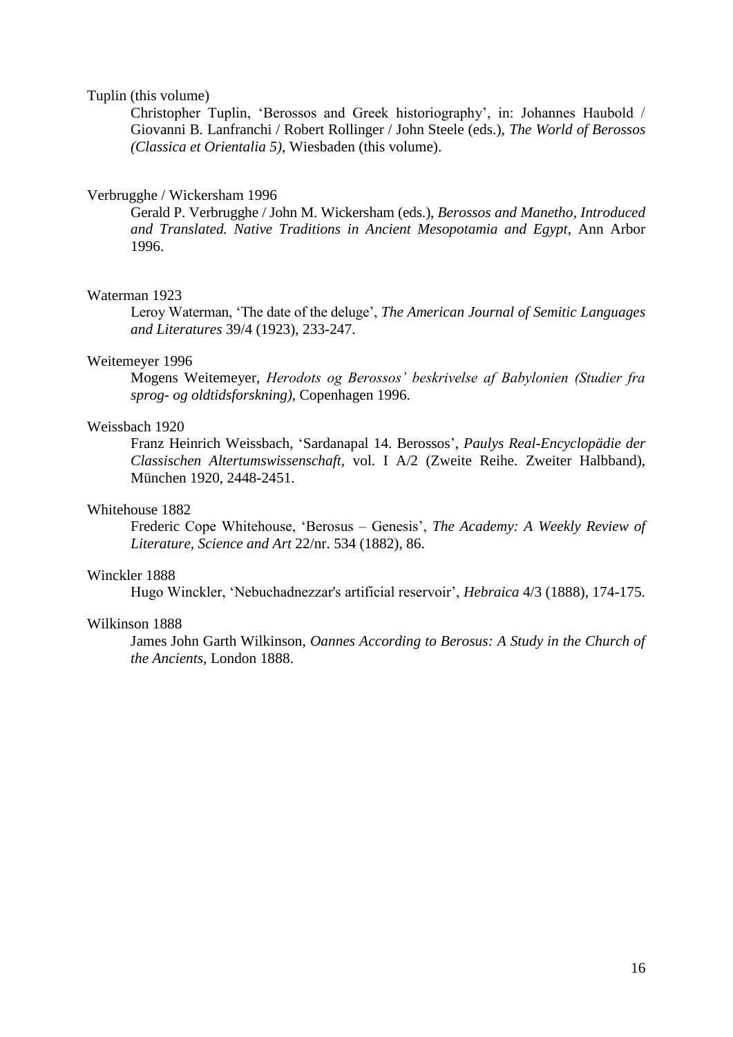Tuplin (this volume)

Christopher Tuplin, 'Berossos and Greek historiography', in: Johannes Haubold / Giovanni B. Lanfranchi / Robert Rollinger / John Steele (eds.), *The World of Berossos (Classica et Orientalia 5)*, Wiesbaden (this volume).

Verbrugghe / Wickersham 1996

Gerald P. Verbrugghe / John M. Wickersham (eds.), *Berossos and Manetho, Introduced and Translated. Native Traditions in Ancient Mesopotamia and Egypt*, Ann Arbor 1996.

Waterman 1923

Leroy Waterman, 'The date of the deluge', *The American Journal of Semitic Languages and Literatures* 39/4 (1923), 233-247.

Weitemeyer 1996

Mogens Weitemeyer, *Herodots og Berossos' beskrivelse af Babylonien (Studier fra sprog- og oldtidsforskning)*, Copenhagen 1996.

Weissbach 1920

Franz Heinrich Weissbach, 'Sardanapal 14. Berossos', *Paulys Real-Encyclopädie der Classischen Altertumswissenschaft*, vol. I A/2 (Zweite Reihe. Zweiter Halbband), München 1920, 2448-2451.

Whitehouse 1882

Frederic Cope Whitehouse, 'Berosus – Genesis', *The Academy: A Weekly Review of Literature, Science and Art* 22/nr. 534 (1882), 86.

Winckler 1888

Hugo Winckler, 'Nebuchadnezzar's artificial reservoir', *Hebraica* 4/3 (1888), 174-175.

Wilkinson 1888

James John Garth Wilkinson, *Oannes According to Berosus: A Study in the Church of the Ancients*, London 1888.